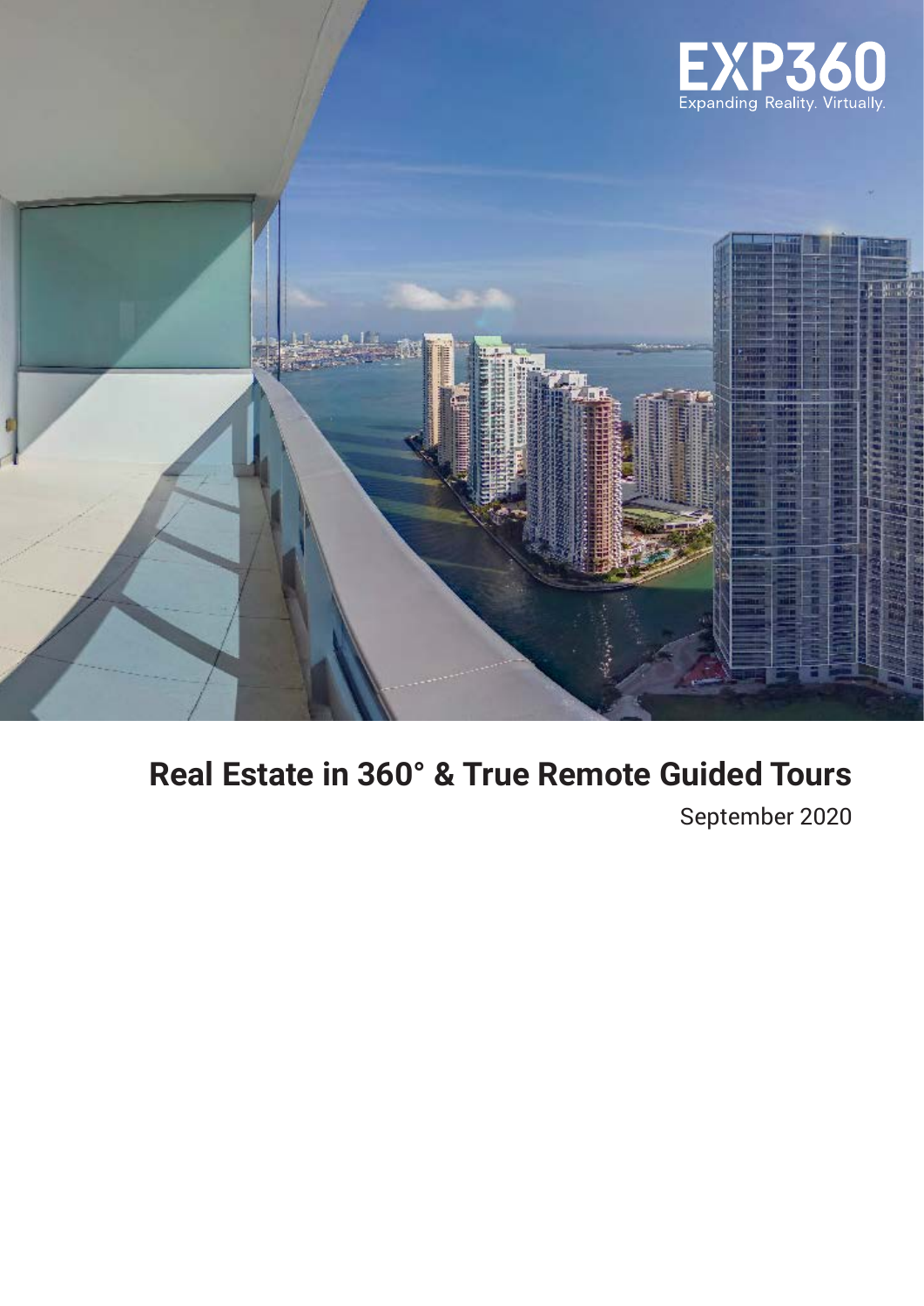EXP360

Expanding Reality. Virtually.

# Real Estate in 360° & True Remote Guided Tours

September 2020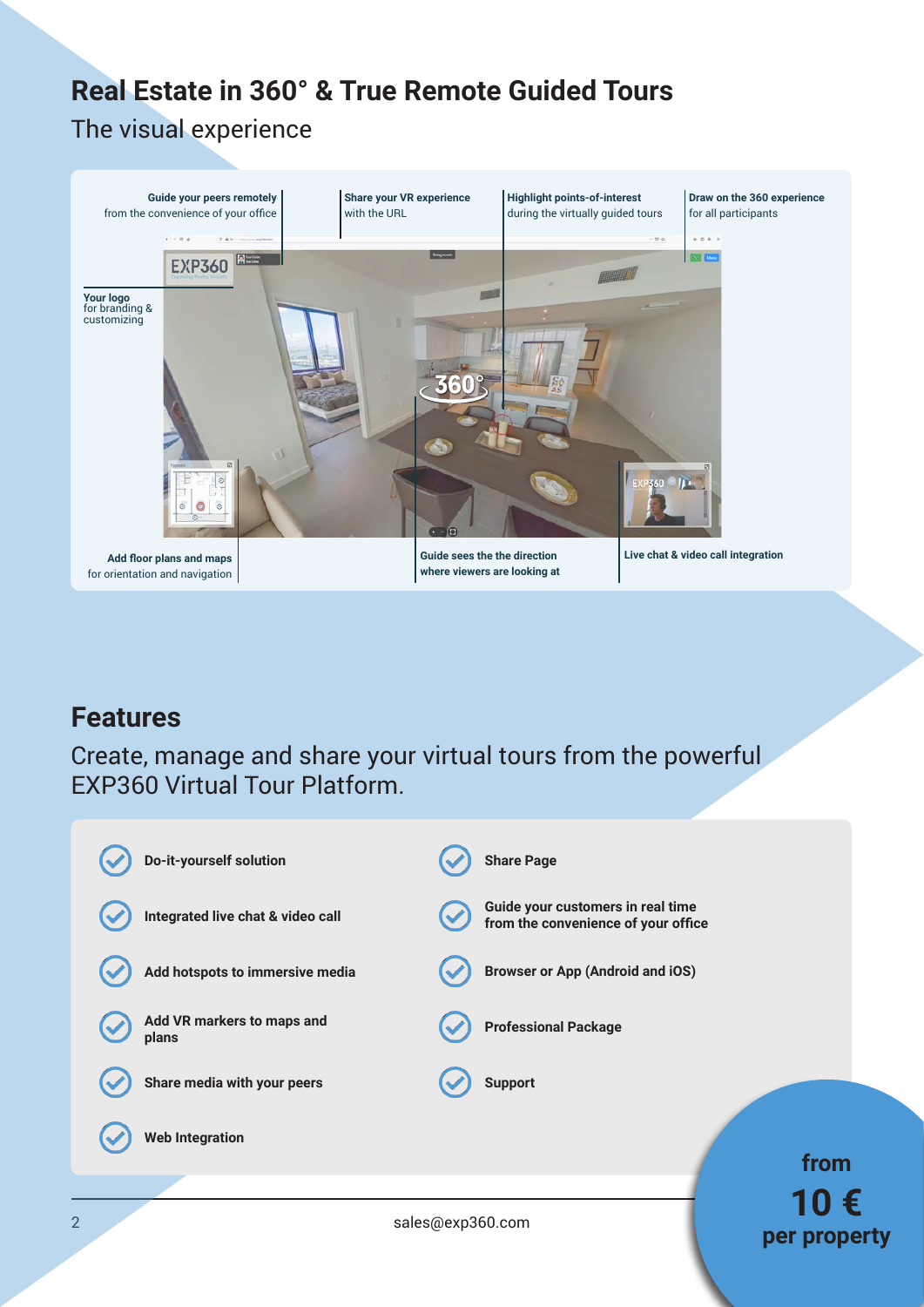# Real Estate in 360° & True Remote Guided Tours

The visual experience

**Guide your peers remotely**
from the convenience of your office

**Share your VR experience**
with the URL

**Highlight points-of-interest**
during the virtually guided tours

**Draw on the 360 experience**
for all participants

**Your logo**
for branding & customizing

**Add floor plans and maps**
for orientation and navigation

**Guide sees the the direction where viewers are looking at**

**Live chat & video call integration**

## Features

Create, manage and share your virtual tours from the powerful EXP360 Virtual Tour Platform.

- **Do-it-yourself solution**
- **Integrated live chat & video call**
- **Add hotspots to immersive media**
- **Add VR markers to maps and plans**
- **Share media with your peers**
- **Web Integration**
- **Share Page**
- **Guide your customers in real time from the convenience of your office**
- **Browser or App (Android and iOS)**
- **Professional Package**
- **Support**

**from 10 € per property**

sales@exp360.com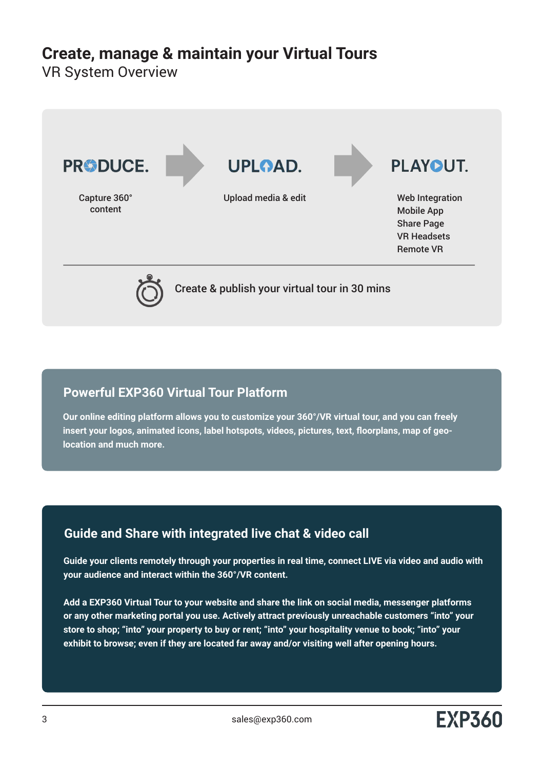# Create, manage & maintain your Virtual Tours

VR System Overview

**PRODUCE.**

Capture 360° content

**UPLOAD.**

Upload media & edit

**PLAYOUT.**

- Web Integration
- Mobile App
- Share Page
- VR Headsets
- Remote VR

Create & publish your virtual tour in 30 mins

## Powerful EXP360 Virtual Tour Platform

**Our online editing platform allows you to customize your 360°/VR virtual tour, and you can freely insert your logos, animated icons, label hotspots, videos, pictures, text, floorplans, map of geo-location and much more.**

## Guide and Share with integrated live chat & video call

**Guide your clients remotely through your properties in real time, connect LIVE via video and audio with your audience and interact within the 360°/VR content.**

**Add a EXP360 Virtual Tour to your website and share the link on social media, messenger platforms or any other marketing portal you use. Actively attract previously unreachable customers "into" your store to shop; "into" your property to buy or rent; "into" your hospitality venue to book; "into" your exhibit to browse; even if they are located far away and/or visiting well after opening hours.**

sales@exp360.com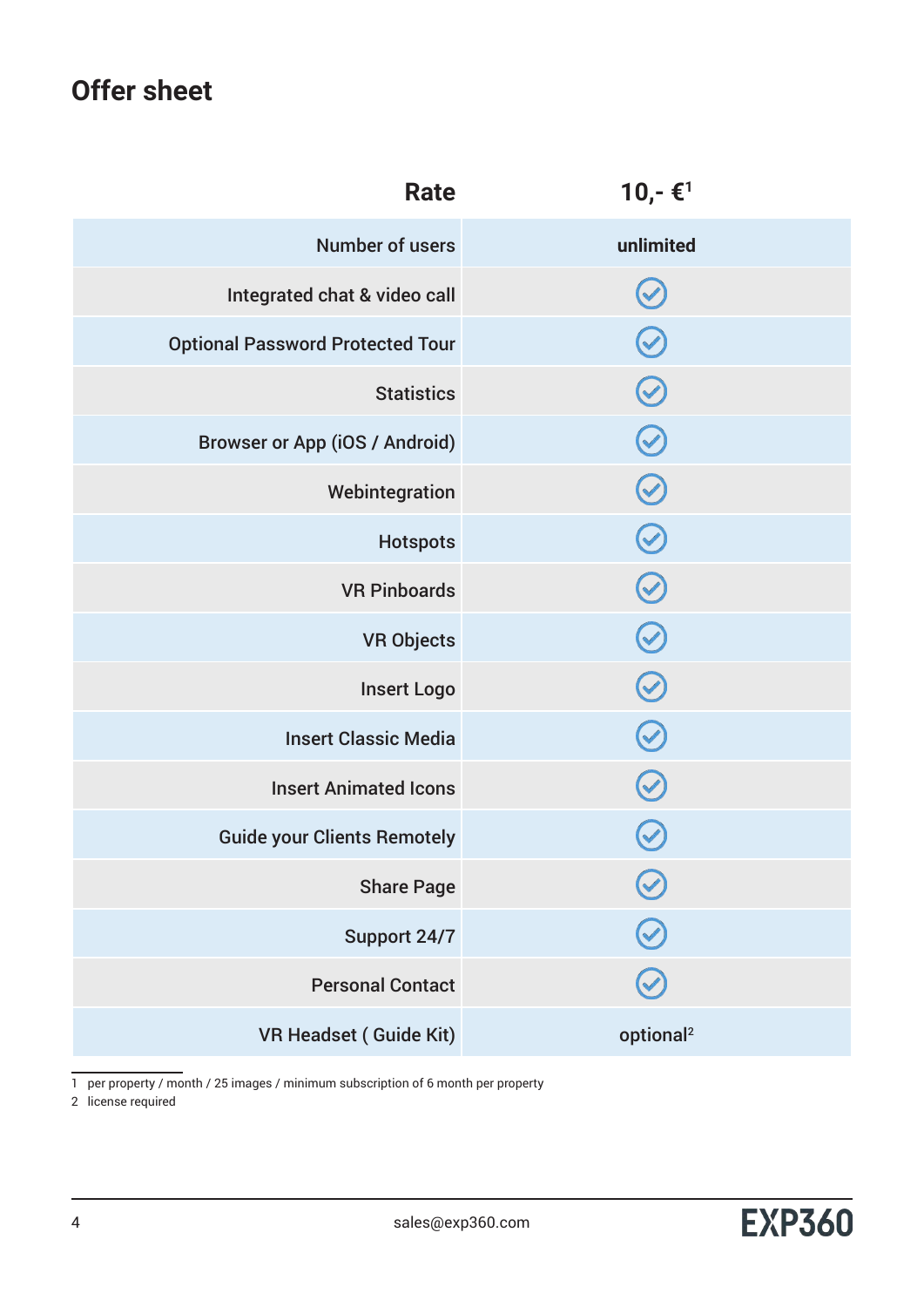# Offer sheet

| Rate | 10,- €[1] |
|---|---|
| Number of users | **unlimited** |
| Integrated chat & video call | ✓ |
| Optional Password Protected Tour | ✓ |
| Statistics | ✓ |
| Browser or App (iOS / Android) | ✓ |
| Webintegration | ✓ |
| Hotspots | ✓ |
| VR Pinboards | ✓ |
| VR Objects | ✓ |
| Insert Logo | ✓ |
| Insert Classic Media | ✓ |
| Insert Animated Icons | ✓ |
| Guide your Clients Remotely | ✓ |
| Share Page | ✓ |
| Support 24/7 | ✓ |
| Personal Contact | ✓ |
| VR Headset ( Guide Kit) | optional[2] |

1 per property / month / 25 images / minimum subscription of 6 month per property

2 license required

sales@exp360.com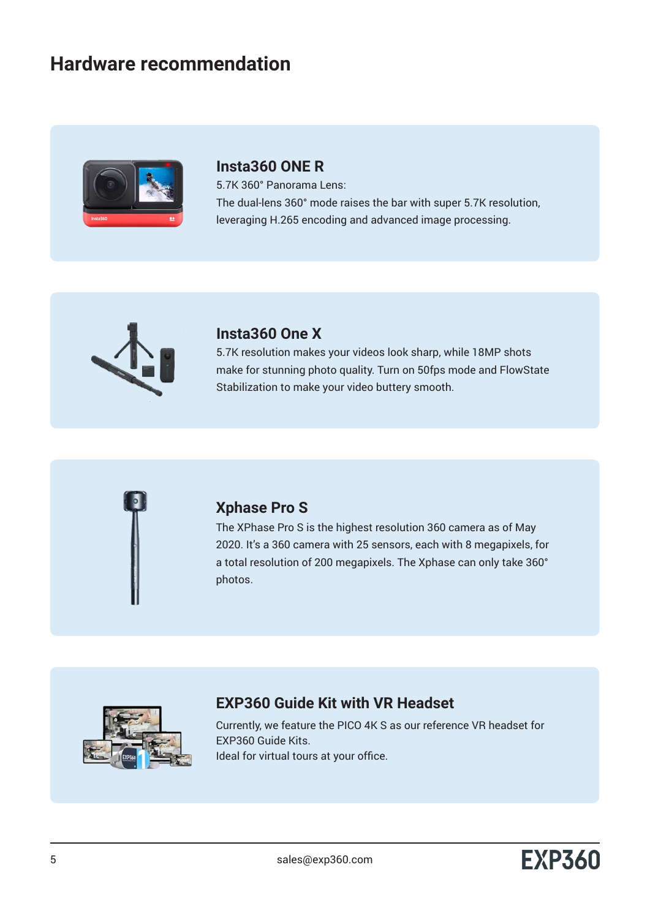# Hardware recommendation

### Insta360 ONE R

5.7K 360° Panorama Lens:
The dual-lens 360° mode raises the bar with super 5.7K resolution, leveraging H.265 encoding and advanced image processing.

### Insta360 One X

5.7K resolution makes your videos look sharp, while 18MP shots make for stunning photo quality. Turn on 50fps mode and FlowState Stabilization to make your video buttery smooth.

### Xphase Pro S

The XPhase Pro S is the highest resolution 360 camera as of May 2020. It's a 360 camera with 25 sensors, each with 8 megapixels, for a total resolution of 200 megapixels. The Xphase can only take 360° photos.

### EXP360 Guide Kit with VR Headset

Currently, we feature the PICO 4K S as our reference VR headset for EXP360 Guide Kits.
Ideal for virtual tours at your office.

sales@exp360.com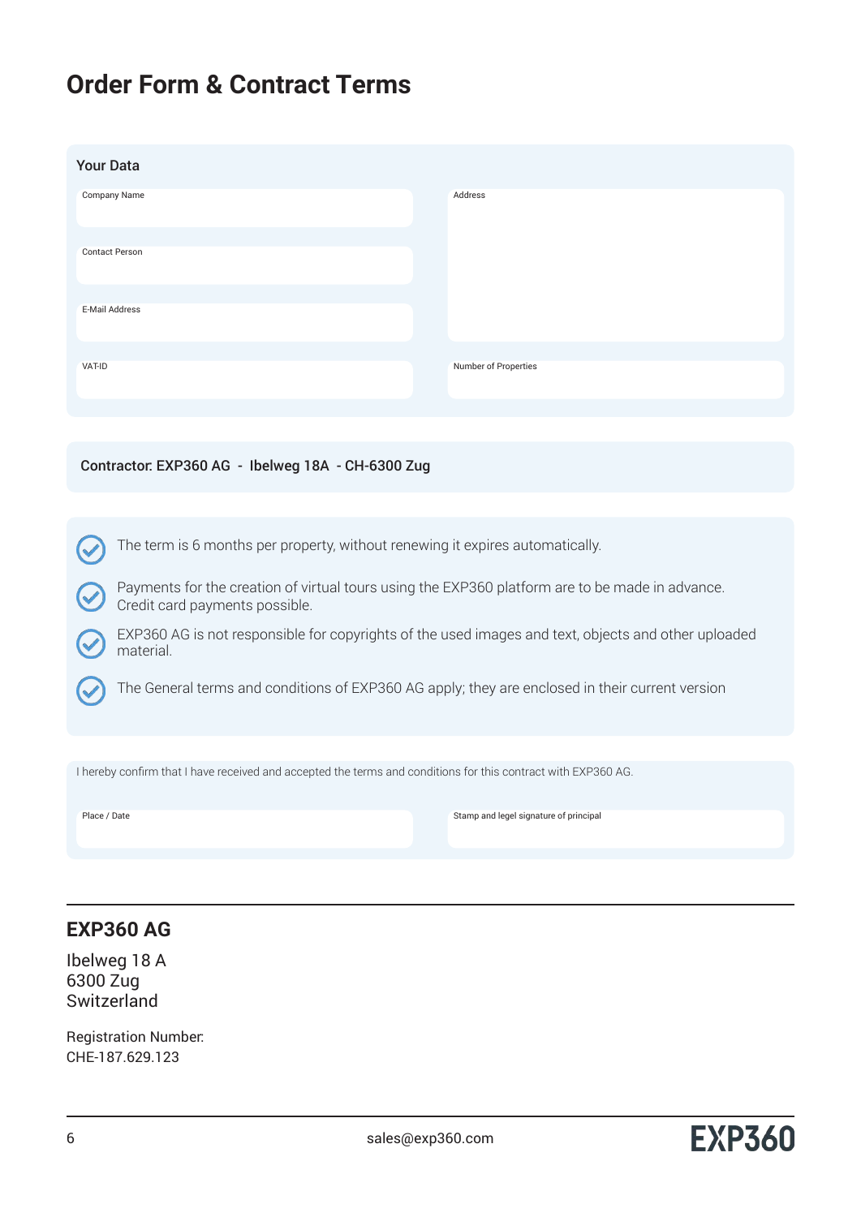# Order Form & Contract Terms

## Your Data

| | |
|---|---|
| Company Name | Address |
| Contact Person | |
| E-Mail Address | |
| VAT-ID | Number of Properties |

**Contractor: EXP360 AG - Ibelweg 18A - CH-6300 Zug**

- The term is 6 months per property, without renewing it expires automatically.
- Payments for the creation of virtual tours using the EXP360 platform are to be made in advance. Credit card payments possible.
- EXP360 AG is not responsible for copyrights of the used images and text, objects and other uploaded material.
- The General terms and conditions of EXP360 AG apply; they are enclosed in their current version

I hereby confirm that I have received and accepted the terms and conditions for this contract with EXP360 AG.

| | |
|---|---|
| Place / Date | Stamp and legel signature of principal |

## EXP360 AG

Ibelweg 18 A
6300 Zug
Switzerland

Registration Number:
CHE-187.629.123

sales@exp360.com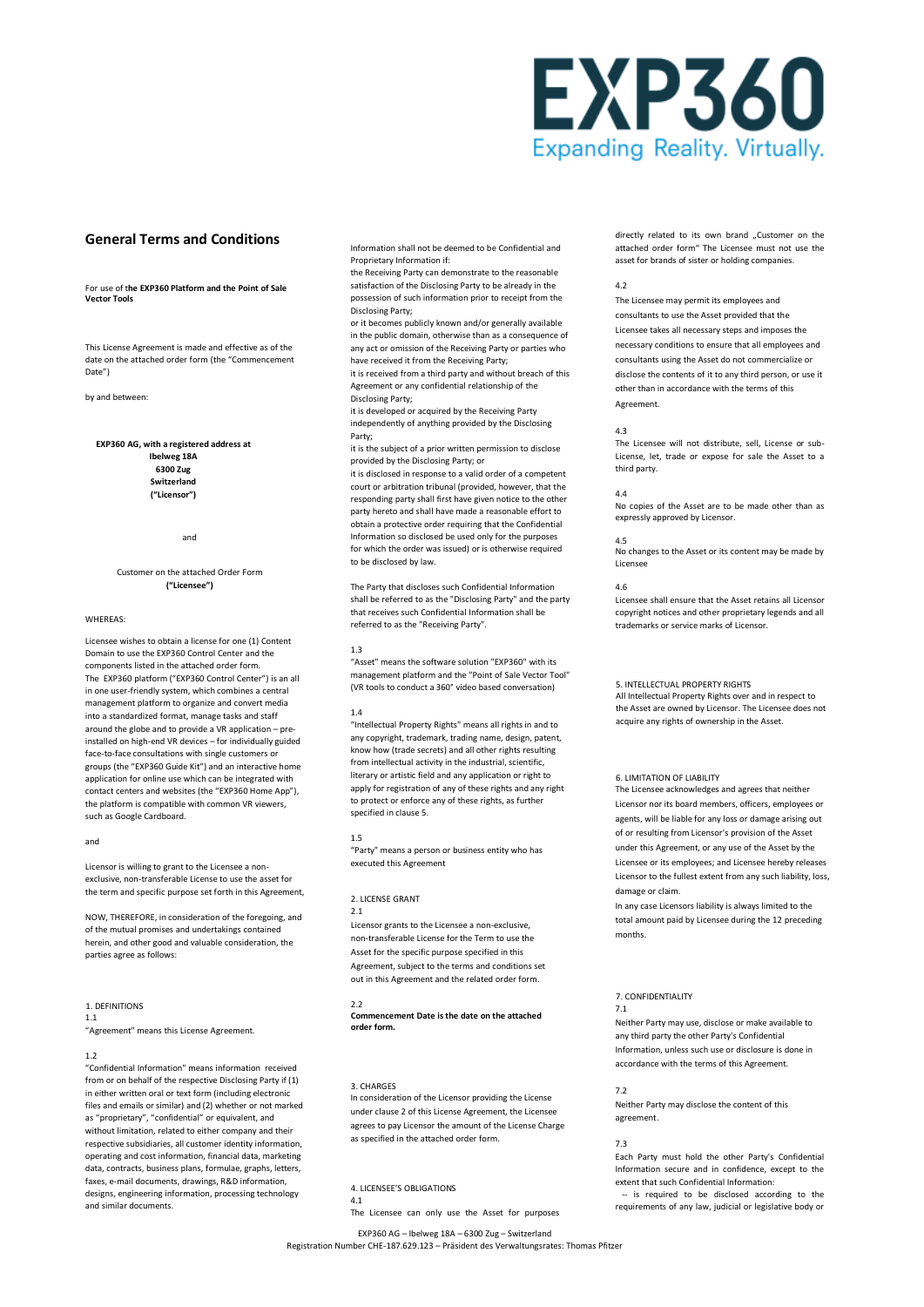EXP360
Expanding Reality. Virtually.

## General Terms and Conditions

For use of **the EXP360 Platform and the Point of Sale Vector Tools**

This License Agreement is made and effective as of the date on the attached order form (the "Commencement Date")

by and between:

**EXP360 AG, with a registered address at**
**Ibelweg 18A**
**6300 Zug**
**Switzerland**
**("Licensor")**

and

Customer on the attached Order Form
**("Licensee")**

WHEREAS:

Licensee wishes to obtain a license for one (1) Content Domain to use the EXP360 Control Center and the components listed in the attached order form.
The EXP360 platform ("EXP360 Control Center") is an all in one user-friendly system, which combines a central management platform to organize and convert media into a standardized format, manage tasks and staff around the globe and to provide a VR application – pre-installed on high-end VR devices – for individually guided face-to-face consultations with single customers or groups (the "EXP360 Guide Kit") and an interactive home application for online use which can be integrated with contact centers and websites (the "EXP360 Home App"), the platform is compatible with common VR viewers, such as Google Cardboard.

and

Licensor is willing to grant to the Licensee a non-exclusive, non-transferable License to use the asset for the term and specific purpose set forth in this Agreement,

NOW, THEREFORE, in consideration of the foregoing, and of the mutual promises and undertakings contained herein, and other good and valuable consideration, the parties agree as follows:

1. DEFINITIONS

1.1
"Agreement" means this License Agreement.

1.2
"Confidential Information" means information received from or on behalf of the respective Disclosing Party if (1) in either written oral or text form (including electronic files and emails or similar) and (2) whether or not marked as "proprietary", "confidential" or equivalent, and without limitation, related to either company and their respective subsidiaries, all customer identity information, operating and cost information, financial data, marketing data, contracts, business plans, formulae, graphs, letters, faxes, e-mail documents, drawings, R&D information, designs, engineering information, processing technology and similar documents.

Information shall not be deemed to be Confidential and Proprietary Information if:
the Receiving Party can demonstrate to the reasonable satisfaction of the Disclosing Party to be already in the possession of such information prior to receipt from the Disclosing Party;
or it becomes publicly known and/or generally available in the public domain, otherwise than as a consequence of any act or omission of the Receiving Party or parties who have received it from the Receiving Party;
it is received from a third party and without breach of this Agreement or any confidential relationship of the Disclosing Party;
it is developed or acquired by the Receiving Party independently of anything provided by the Disclosing Party;
it is the subject of a prior written permission to disclose provided by the Disclosing Party; or
it is disclosed in response to a valid order of a competent court or arbitration tribunal (provided, however, that the responding party shall first have given notice to the other party hereto and shall have made a reasonable effort to obtain a protective order requiring that the Confidential Information so disclosed be used only for the purposes for which the order was issued) or is otherwise required to be disclosed by law.

The Party that discloses such Confidential Information shall be referred to as the "Disclosing Party" and the party that receives such Confidential Information shall be referred to as the "Receiving Party".

1.3
"Asset" means the software solution "EXP360" with its management platform and the "Point of Sale Vector Tool" (VR tools to conduct a 360° video based conversation)

1.4
"Intellectual Property Rights" means all rights in and to any copyright, trademark, trading name, design, patent, know how (trade secrets) and all other rights resulting from intellectual activity in the industrial, scientific, literary or artistic field and any application or right to apply for registration of any of these rights and any right to protect or enforce any of these rights, as further specified in clause 5.

1.5
"Party" means a person or business entity who has executed this Agreement

2. LICENSE GRANT

2.1
Licensor grants to the Licensee a non-exclusive, non-transferable License for the Term to use the Asset for the specific purpose specified in this Agreement, subject to the terms and conditions set out in this Agreement and the related order form.

2.2
**Commencement Date is the date on the attached order form.**

3. CHARGES

In consideration of the Licensor providing the License under clause 2 of this License Agreement, the Licensee agrees to pay Licensor the amount of the License Charge as specified in the attached order form.

4. LICENSEE'S OBLIGATIONS

4.1
The Licensee can only use the Asset for purposes directly related to its own brand „Customer on the attached order form" The Licensee must not use the asset for brands of sister or holding companies.

4.2
The Licensee may permit its employees and consultants to use the Asset provided that the Licensee takes all necessary steps and imposes the necessary conditions to ensure that all employees and consultants using the Asset do not commercialize or disclose the contents of it to any third person, or use it other than in accordance with the terms of this Agreement.

4.3
The Licensee will not distribute, sell, License or sub-License, let, trade or expose for sale the Asset to a third party.

4.4
No copies of the Asset are to be made other than as expressly approved by Licensor.

4.5
No changes to the Asset or its content may be made by Licensee

4.6
Licensee shall ensure that the Asset retains all Licensor copyright notices and other proprietary legends and all trademarks or service marks of Licensor.

5. INTELLECTUAL PROPERTY RIGHTS

All Intellectual Property Rights over and in respect to the Asset are owned by Licensor. The Licensee does not acquire any rights of ownership in the Asset.

6. LIMITATION OF LIABILITY

The Licensee acknowledges and agrees that neither Licensor nor its board members, officers, employees or agents, will be liable for any loss or damage arising out of or resulting from Licensor's provision of the Asset under this Agreement, or any use of the Asset by the Licensee or its employees; and Licensee hereby releases Licensor to the fullest extent from any such liability, loss, damage or claim.
In any case Licensors liability is always limited to the total amount paid by Licensee during the 12 preceding months.

7. CONFIDENTIALITY

7.1
Neither Party may use, disclose or make available to any third party the other Party's Confidential Information, unless such use or disclosure is done in accordance with the terms of this Agreement.

7.2
Neither Party may disclose the content of this agreement.

7.3
Each Party must hold the other Party's Confidential Information secure and in confidence, except to the extent that such Confidential Information:
-- is required to be disclosed according to the requirements of any law, judicial or legislative body or

EXP360 AG – Ibelweg 18A – 6300 Zug – Switzerland
Registration Number CHE-187.629.123 – Präsident des Verwaltungsrates: Thomas Pfitzer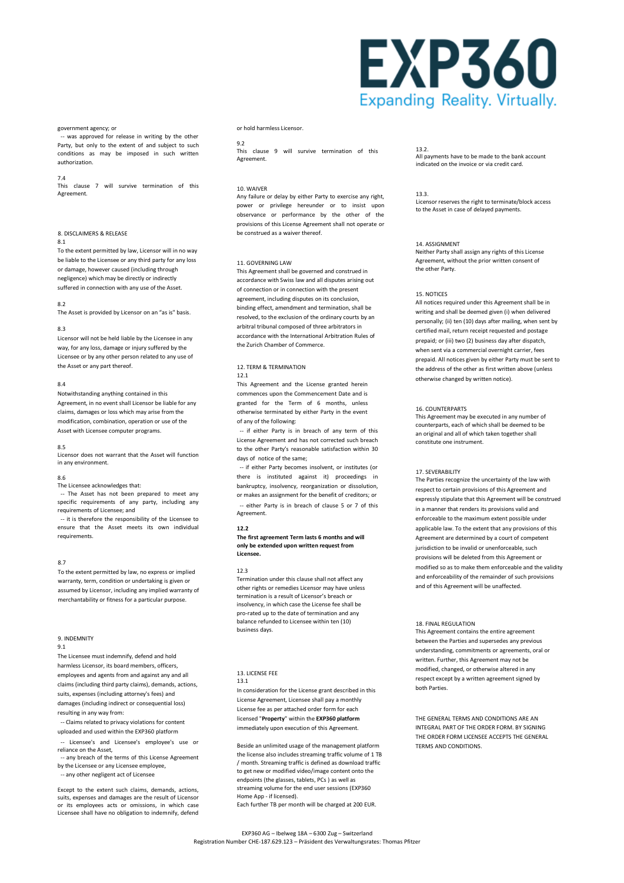government agency; or

-- was approved for release in writing by the other Party, but only to the extent of and subject to such conditions as may be imposed in such written authorization.

7.4
This clause 7 will survive termination of this Agreement.

8. DISCLAIMERS & RELEASE

8.1
To the extent permitted by law, Licensor will in no way be liable to the Licensee or any third party for any loss or damage, however caused (including through negligence) which may be directly or indirectly suffered in connection with any use of the Asset.

8.2
The Asset is provided by Licensor on an "as is" basis.

8.3
Licensor will not be held liable by the Licensee in any way, for any loss, damage or injury suffered by the Licensee or by any other person related to any use of the Asset or any part thereof.

8.4
Notwithstanding anything contained in this Agreement, in no event shall Licensor be liable for any claims, damages or loss which may arise from the modification, combination, operation or use of the Asset with Licensee computer programs.

8.5
Licensor does not warrant that the Asset will function in any environment.

8.6
The Licensee acknowledges that:

-- The Asset has not been prepared to meet any specific requirements of any party, including any requirements of Licensee; and

-- it is therefore the responsibility of the Licensee to ensure that the Asset meets its own individual requirements.

8.7
To the extent permitted by law, no express or implied warranty, term, condition or undertaking is given or assumed by Licensor, including any implied warranty of merchantability or fitness for a particular purpose.

9. INDEMNITY

9.1
The Licensee must indemnify, defend and hold harmless Licensor, its board members, officers, employees and agents from and against any and all claims (including third party claims), demands, actions, suits, expenses (including attorney's fees) and damages (including indirect or consequential loss) resulting in any way from:

-- Claims related to privacy violations for content uploaded and used within the EXP360 platform

-- Licensee's and Licensee's employee's use or reliance on the Asset,

-- any breach of the terms of this License Agreement by the Licensee or any Licensee employee,

-- any other negligent act of Licensee

Except to the extent such claims, demands, actions, suits, expenses and damages are the result of Licensor or its employees acts or omissions, in which case Licensee shall have no obligation to indemnify, defend or hold harmless Licensor.

9.2
This clause 9 will survive termination of this Agreement.

10. WAIVER

Any failure or delay by either Party to exercise any right, power or privilege hereunder or to insist upon observance or performance by the other of the provisions of this License Agreement shall not operate or be construed as a waiver thereof.

11. GOVERNING LAW

This Agreement shall be governed and construed in accordance with Swiss law and all disputes arising out of connection or in connection with the present agreement, including disputes on its conclusion, binding effect, amendment and termination, shall be resolved, to the exclusion of the ordinary courts by an arbitral tribunal composed of three arbitrators in accordance with the International Arbitration Rules of the Zurich Chamber of Commerce.

12. TERM & TERMINATION

12.1
This Agreement and the License granted herein commences upon the Commencement Date and is granted for the Term of 6 months, unless otherwise terminated by either Party in the event of any of the following:

-- if either Party is in breach of any term of this License Agreement and has not corrected such breach to the other Party's reasonable satisfaction within 30 days of notice of the same;

-- if either Party becomes insolvent, or institutes (or there is instituted against it) proceedings in bankruptcy, insolvency, reorganization or dissolution, or makes an assignment for the benefit of creditors; or

-- either Party is in breach of clause 5 or 7 of this Agreement.

**12.2**
**The first agreement Term lasts 6 months and will only be extended upon written request from Licensee.**

12.3
Termination under this clause shall not affect any other rights or remedies Licensor may have unless termination is a result of Licensor's breach or insolvency, in which case the License fee shall be pro-rated up to the date of termination and any balance refunded to Licensee within ten (10) business days.

13. LICENSE FEE

13.1
In consideration for the License grant described in this License Agreement, Licensee shall pay a monthly License fee as per attached order form for each licensed "**Property**" within the **EXP360 platform** immediately upon execution of this Agreement.

Beside an unlimited usage of the management platform the license also includes streaming traffic volume of 1 TB / month. Streaming traffic is defined as download traffic to get new or modified video/image content onto the endpoints (the glasses, tablets, PCs ) as well as streaming volume for the end user sessions (EXP360 Home App - if licensed).
Each further TB per month will be charged at 200 EUR.

13.2.
All payments have to be made to the bank account indicated on the invoice or via credit card.

13.3.
Licensor reserves the right to terminate/block access to the Asset in case of delayed payments.

14. ASSIGNMENT

Neither Party shall assign any rights of this License Agreement, without the prior written consent of the other Party.

15. NOTICES

All notices required under this Agreement shall be in writing and shall be deemed given (i) when delivered personally; (ii) ten (10) days after mailing, when sent by certified mail, return receipt requested and postage prepaid; or (iii) two (2) business day after dispatch, when sent via a commercial overnight carrier, fees prepaid. All notices given by either Party must be sent to the address of the other as first written above (unless otherwise changed by written notice).

16. COUNTERPARTS

This Agreement may be executed in any number of counterparts, each of which shall be deemed to be an original and all of which taken together shall constitute one instrument.

17. SEVERABILITY

The Parties recognize the uncertainty of the law with respect to certain provisions of this Agreement and expressly stipulate that this Agreement will be construed in a manner that renders its provisions valid and enforceable to the maximum extent possible under applicable law. To the extent that any provisions of this Agreement are determined by a court of competent jurisdiction to be invalid or unenforceable, such provisions will be deleted from this Agreement or modified so as to make them enforceable and the validity and enforceability of the remainder of such provisions and of this Agreement will be unaffected.

18. FINAL REGULATION

This Agreement contains the entire agreement between the Parties and supersedes any previous understanding, commitments or agreements, oral or written. Further, this Agreement may not be modified, changed, or otherwise altered in any respect except by a written agreement signed by both Parties.

THE GENERAL TERMS AND CONDITIONS ARE AN INTEGRAL PART OF THE ORDER FORM. BY SIGNING THE ORDER FORM LICENSEE ACCEPTS THE GENERAL TERMS AND CONDITIONS.